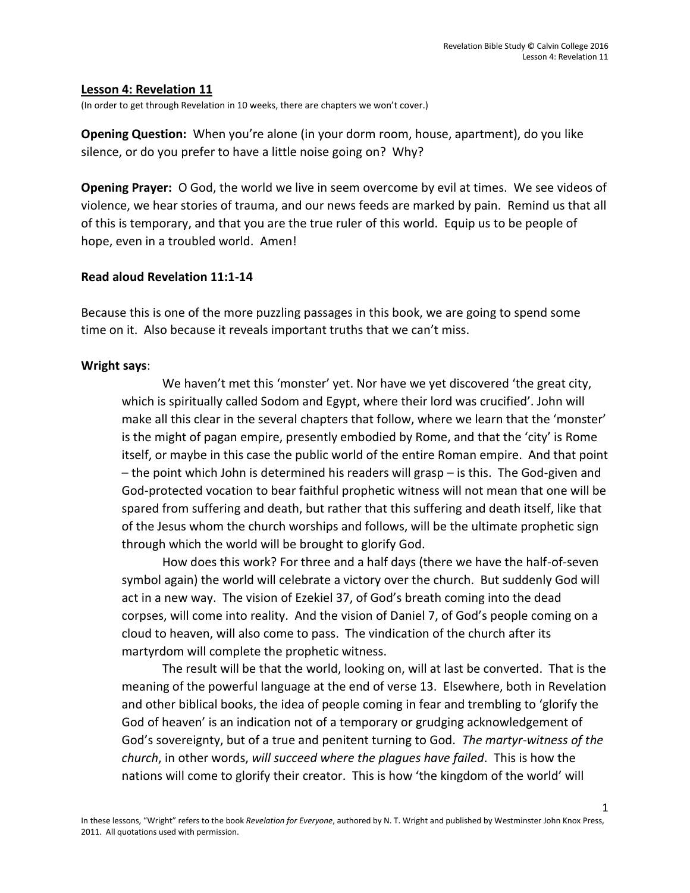**Lesson 4: Revelation 11**

(In order to get through Revelation in 10 weeks, there are chapters we won't cover.)

**Opening Question:** When you're alone (in your dorm room, house, apartment), do you like silence, or do you prefer to have a little noise going on? Why?

**Opening Prayer:** O God, the world we live in seem overcome by evil at times. We see videos of violence, we hear stories of trauma, and our news feeds are marked by pain. Remind us that all of this is temporary, and that you are the true ruler of this world. Equip us to be people of hope, even in a troubled world. Amen!

**Read aloud Revelation 11:1-14**

Because this is one of the more puzzling passages in this book, we are going to spend some time on it. Also because it reveals important truths that we can't miss.

**Wright says**:

> We haven't met this 'monster' yet. Nor have we yet discovered 'the great city, which is spiritually called Sodom and Egypt, where their lord was crucified'. John will make all this clear in the several chapters that follow, where we learn that the 'monster' is the might of pagan empire, presently embodied by Rome, and that the 'city' is Rome itself, or maybe in this case the public world of the entire Roman empire. And that point – the point which John is determined his readers will grasp – is this. The God-given and God-protected vocation to bear faithful prophetic witness will not mean that one will be spared from suffering and death, but rather that this suffering and death itself, like that of the Jesus whom the church worships and follows, will be the ultimate prophetic sign through which the world will be brought to glorify God.
>
> How does this work? For three and a half days (there we have the half-of-seven symbol again) the world will celebrate a victory over the church. But suddenly God will act in a new way. The vision of Ezekiel 37, of God's breath coming into the dead corpses, will come into reality. And the vision of Daniel 7, of God's people coming on a cloud to heaven, will also come to pass. The vindication of the church after its martyrdom will complete the prophetic witness.
>
> The result will be that the world, looking on, will at last be converted. That is the meaning of the powerful language at the end of verse 13. Elsewhere, both in Revelation and other biblical books, the idea of people coming in fear and trembling to 'glorify the God of heaven' is an indication not of a temporary or grudging acknowledgement of God's sovereignty, but of a true and penitent turning to God. *The martyr-witness of the church*, in other words, *will succeed where the plagues have failed*. This is how the nations will come to glorify their creator. This is how 'the kingdom of the world' will

In these lessons, "Wright" refers to the book *Revelation for Everyone*, authored by N. T. Wright and published by Westminster John Knox Press, 2011. All quotations used with permission.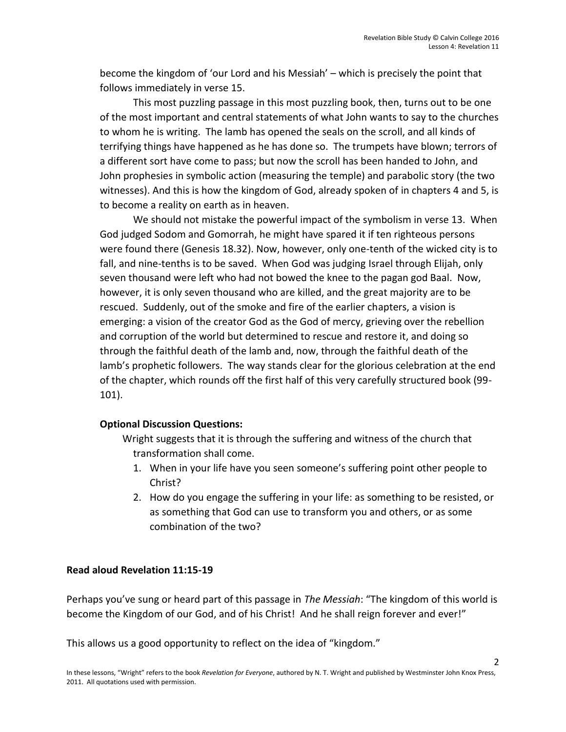become the kingdom of 'our Lord and his Messiah' – which is precisely the point that follows immediately in verse 15.

This most puzzling passage in this most puzzling book, then, turns out to be one of the most important and central statements of what John wants to say to the churches to whom he is writing. The lamb has opened the seals on the scroll, and all kinds of terrifying things have happened as he has done so. The trumpets have blown; terrors of a different sort have come to pass; but now the scroll has been handed to John, and John prophesies in symbolic action (measuring the temple) and parabolic story (the two witnesses). And this is how the kingdom of God, already spoken of in chapters 4 and 5, is to become a reality on earth as in heaven.

We should not mistake the powerful impact of the symbolism in verse 13. When God judged Sodom and Gomorrah, he might have spared it if ten righteous persons were found there (Genesis 18.32). Now, however, only one-tenth of the wicked city is to fall, and nine-tenths is to be saved. When God was judging Israel through Elijah, only seven thousand were left who had not bowed the knee to the pagan god Baal. Now, however, it is only seven thousand who are killed, and the great majority are to be rescued. Suddenly, out of the smoke and fire of the earlier chapters, a vision is emerging: a vision of the creator God as the God of mercy, grieving over the rebellion and corruption of the world but determined to rescue and restore it, and doing so through the faithful death of the lamb and, now, through the faithful death of the lamb's prophetic followers. The way stands clear for the glorious celebration at the end of the chapter, which rounds off the first half of this very carefully structured book (99-101).

**Optional Discussion Questions:**

Wright suggests that it is through the suffering and witness of the church that transformation shall come.

1. When in your life have you seen someone's suffering point other people to Christ?
2. How do you engage the suffering in your life: as something to be resisted, or as something that God can use to transform you and others, or as some combination of the two?

**Read aloud Revelation 11:15-19**

Perhaps you've sung or heard part of this passage in *The Messiah*: "The kingdom of this world is become the Kingdom of our God, and of his Christ! And he shall reign forever and ever!"

This allows us a good opportunity to reflect on the idea of "kingdom."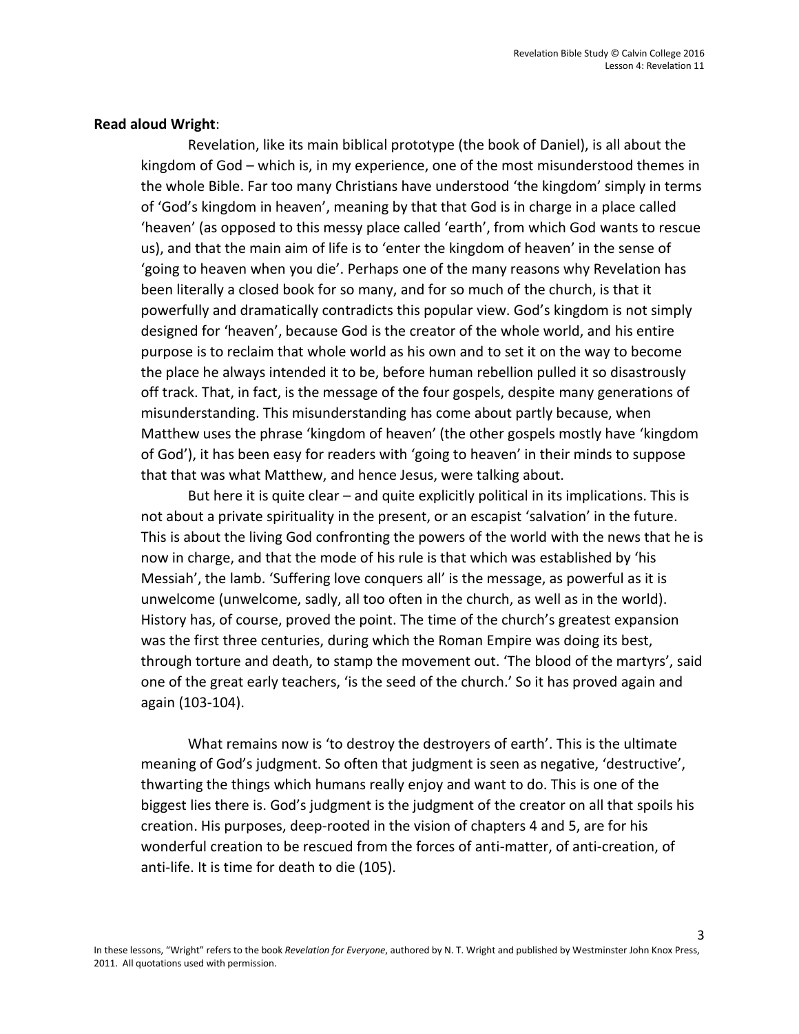**Read aloud Wright**:

Revelation, like its main biblical prototype (the book of Daniel), is all about the kingdom of God – which is, in my experience, one of the most misunderstood themes in the whole Bible. Far too many Christians have understood 'the kingdom' simply in terms of 'God's kingdom in heaven', meaning by that that God is in charge in a place called 'heaven' (as opposed to this messy place called 'earth', from which God wants to rescue us), and that the main aim of life is to 'enter the kingdom of heaven' in the sense of 'going to heaven when you die'. Perhaps one of the many reasons why Revelation has been literally a closed book for so many, and for so much of the church, is that it powerfully and dramatically contradicts this popular view. God's kingdom is not simply designed for 'heaven', because God is the creator of the whole world, and his entire purpose is to reclaim that whole world as his own and to set it on the way to become the place he always intended it to be, before human rebellion pulled it so disastrously off track. That, in fact, is the message of the four gospels, despite many generations of misunderstanding. This misunderstanding has come about partly because, when Matthew uses the phrase 'kingdom of heaven' (the other gospels mostly have 'kingdom of God'), it has been easy for readers with 'going to heaven' in their minds to suppose that that was what Matthew, and hence Jesus, were talking about.

But here it is quite clear – and quite explicitly political in its implications. This is not about a private spirituality in the present, or an escapist 'salvation' in the future. This is about the living God confronting the powers of the world with the news that he is now in charge, and that the mode of his rule is that which was established by 'his Messiah', the lamb. 'Suffering love conquers all' is the message, as powerful as it is unwelcome (unwelcome, sadly, all too often in the church, as well as in the world). History has, of course, proved the point. The time of the church's greatest expansion was the first three centuries, during which the Roman Empire was doing its best, through torture and death, to stamp the movement out. 'The blood of the martyrs', said one of the great early teachers, 'is the seed of the church.' So it has proved again and again (103-104).

What remains now is 'to destroy the destroyers of earth'. This is the ultimate meaning of God's judgment. So often that judgment is seen as negative, 'destructive', thwarting the things which humans really enjoy and want to do. This is one of the biggest lies there is. God's judgment is the judgment of the creator on all that spoils his creation. His purposes, deep-rooted in the vision of chapters 4 and 5, are for his wonderful creation to be rescued from the forces of anti-matter, of anti-creation, of anti-life. It is time for death to die (105).

In these lessons, "Wright" refers to the book *Revelation for Everyone*, authored by N. T. Wright and published by Westminster John Knox Press, 2011. All quotations used with permission.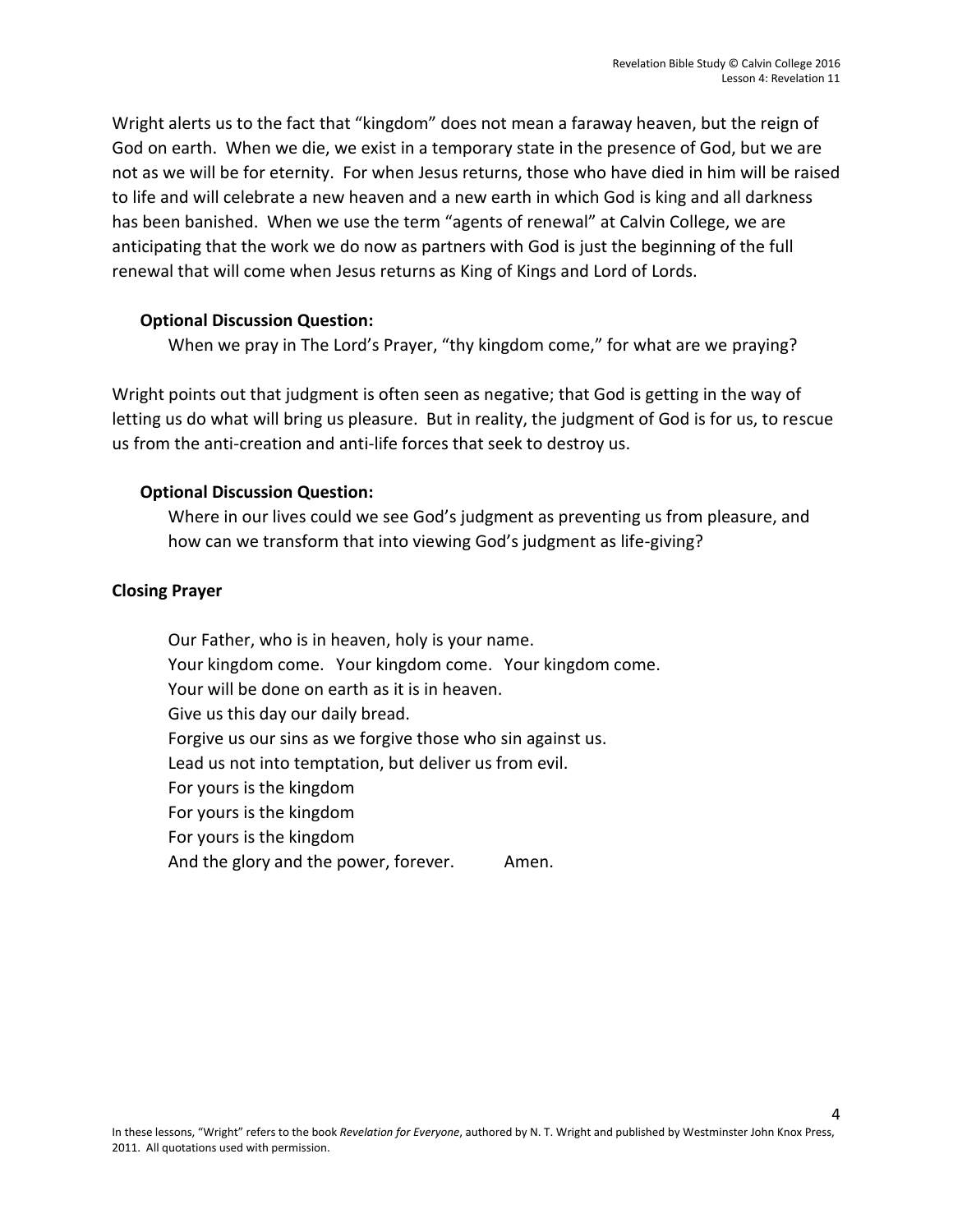Wright alerts us to the fact that "kingdom" does not mean a faraway heaven, but the reign of God on earth. When we die, we exist in a temporary state in the presence of God, but we are not as we will be for eternity. For when Jesus returns, those who have died in him will be raised to life and will celebrate a new heaven and a new earth in which God is king and all darkness has been banished. When we use the term "agents of renewal" at Calvin College, we are anticipating that the work we do now as partners with God is just the beginning of the full renewal that will come when Jesus returns as King of Kings and Lord of Lords.

**Optional Discussion Question:**

When we pray in The Lord's Prayer, "thy kingdom come," for what are we praying?

Wright points out that judgment is often seen as negative; that God is getting in the way of letting us do what will bring us pleasure. But in reality, the judgment of God is for us, to rescue us from the anti-creation and anti-life forces that seek to destroy us.

**Optional Discussion Question:**

Where in our lives could we see God's judgment as preventing us from pleasure, and how can we transform that into viewing God's judgment as life-giving?

**Closing Prayer**

Our Father, who is in heaven, holy is your name.  
Your kingdom come. Your kingdom come. Your kingdom come.  
Your will be done on earth as it is in heaven.  
Give us this day our daily bread.  
Forgive us our sins as we forgive those who sin against us.  
Lead us not into temptation, but deliver us from evil.  
For yours is the kingdom  
For yours is the kingdom  
For yours is the kingdom  
And the glory and the power, forever. Amen.

In these lessons, "Wright" refers to the book *Revelation for Everyone*, authored by N. T. Wright and published by Westminster John Knox Press, 2011. All quotations used with permission.